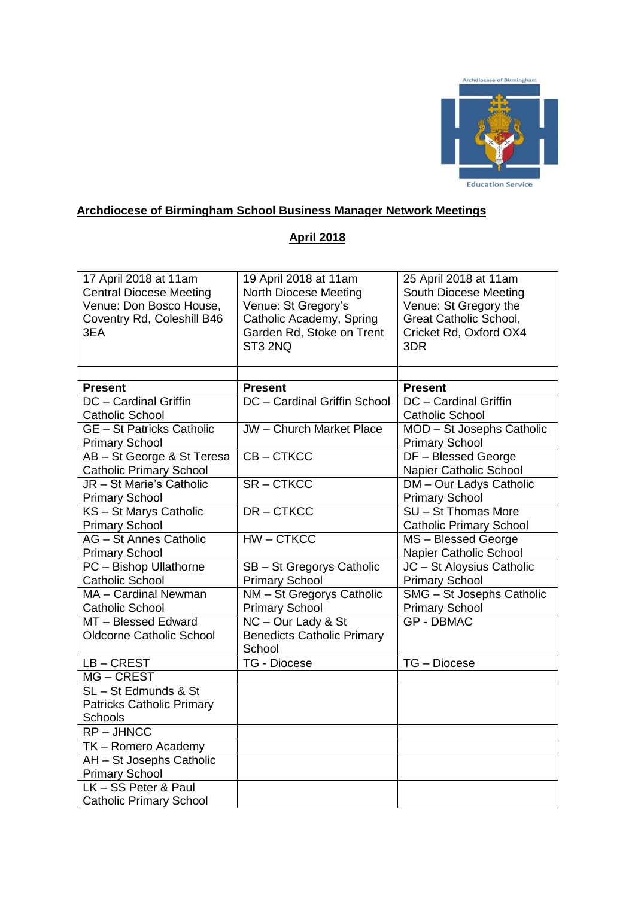**Archdiocese of Birmingham School Business Manager Network Meetings**

**April 2018**

| 17 April 2018 at 11am Central Diocese Meeting Venue: Don Bosco House, Coventry Rd, Coleshill B46 3EA | 19 April 2018 at 11am North Diocese Meeting Venue: St Gregory's Catholic Academy, Spring Garden Rd, Stoke on Trent ST3 2NQ | 25 April 2018 at 11am South Diocese Meeting Venue: St Gregory the Great Catholic School, Cricket Rd, Oxford OX4 3DR |
|---|---|---|
| | | |
| **Present** | **Present** | **Present** |
| DC – Cardinal Griffin Catholic School | DC – Cardinal Griffin School | DC – Cardinal Griffin Catholic School |
| GE – St Patricks Catholic Primary School | JW – Church Market Place | MOD – St Josephs Catholic Primary School |
| AB – St George & St Teresa Catholic Primary School | CB – CTKCC | DF – Blessed George Napier Catholic School |
| JR – St Marie's Catholic Primary School | SR – CTKCC | DM – Our Ladys Catholic Primary School |
| KS – St Marys Catholic Primary School | DR – CTKCC | SU – St Thomas More Catholic Primary School |
| AG – St Annes Catholic Primary School | HW – CTKCC | MS – Blessed George Napier Catholic School |
| PC – Bishop Ullathorne Catholic School | SB – St Gregorys Catholic Primary School | JC – St Aloysius Catholic Primary School |
| MA – Cardinal Newman Catholic School | NM – St Gregorys Catholic Primary School | SMG – St Josephs Catholic Primary School |
| MT – Blessed Edward Oldcorne Catholic School | NC – Our Lady & St Benedicts Catholic Primary School | GP - DBMAC |
| LB – CREST | TG - Diocese | TG – Diocese |
| MG – CREST | | |
| SL – St Edmunds & St Patricks Catholic Primary Schools | | |
| RP – JHNCC | | |
| TK – Romero Academy | | |
| AH – St Josephs Catholic Primary School | | |
| LK – SS Peter & Paul Catholic Primary School | | |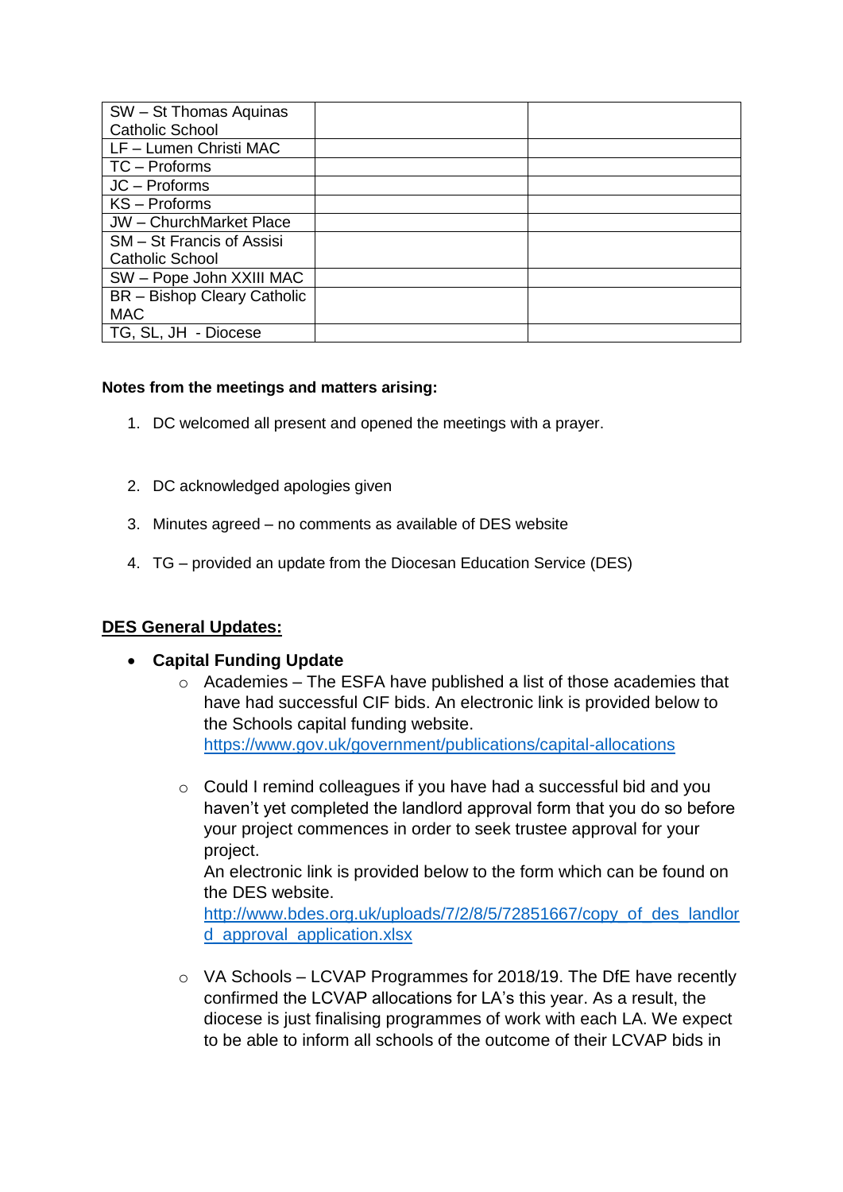| | | |
|---|---|---|
| SW – St Thomas Aquinas Catholic School | | |
| LF – Lumen Christi MAC | | |
| TC – Proforms | | |
| JC – Proforms | | |
| KS – Proforms | | |
| JW – ChurchMarket Place | | |
| SM – St Francis of Assisi Catholic School | | |
| SW – Pope John XXIII MAC | | |
| BR – Bishop Cleary Catholic MAC | | |
| TG, SL, JH - Diocese | | |

**Notes from the meetings and matters arising:**

1. DC welcomed all present and opened the meetings with a prayer.

2. DC acknowledged apologies given

3. Minutes agreed – no comments as available of DES website

4. TG – provided an update from the Diocesan Education Service (DES)

## <u>DES General Updates:</u>

- **Capital Funding Update**
  - Academies – The ESFA have published a list of those academies that have had successful CIF bids. An electronic link is provided below to the Schools capital funding website.
    https://www.gov.uk/government/publications/capital-allocations

  - Could I remind colleagues if you have had a successful bid and you haven't yet completed the landlord approval form that you do so before your project commences in order to seek trustee approval for your project.
    An electronic link is provided below to the form which can be found on the DES website.
    http://www.bdes.org.uk/uploads/7/2/8/5/72851667/copy_of_des_landlord_approval_application.xlsx

  - VA Schools – LCVAP Programmes for 2018/19. The DfE have recently confirmed the LCVAP allocations for LA's this year. As a result, the diocese is just finalising programmes of work with each LA. We expect to be able to inform all schools of the outcome of their LCVAP bids in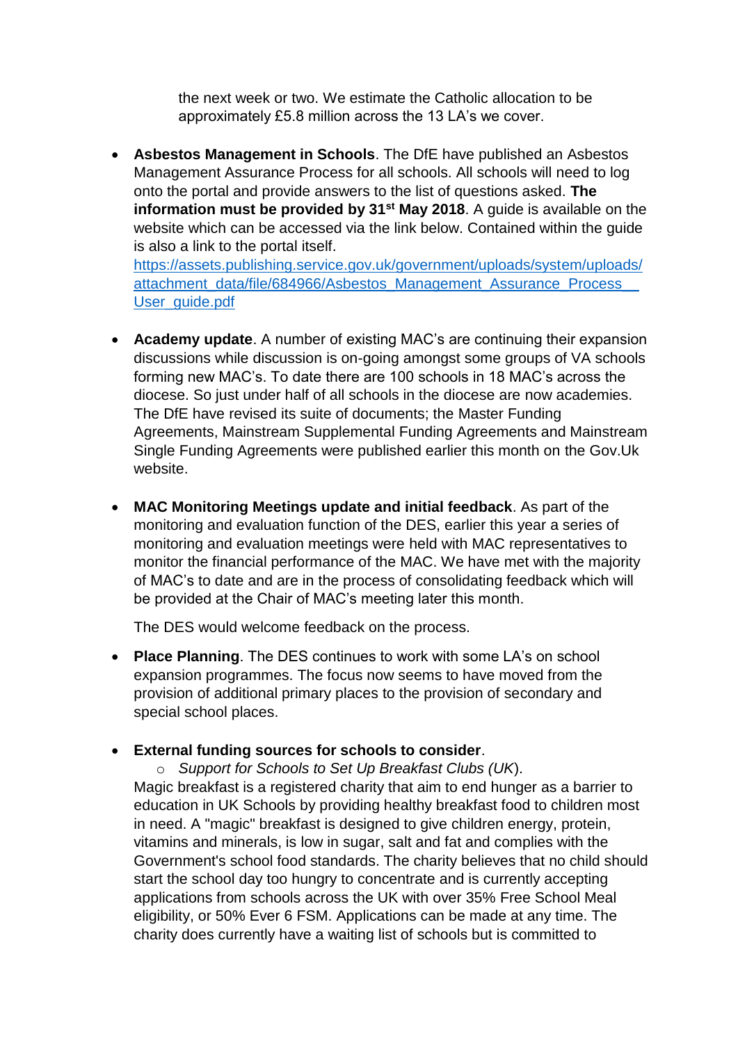the next week or two. We estimate the Catholic allocation to be approximately £5.8 million across the 13 LA's we cover.

- **Asbestos Management in Schools**. The DfE have published an Asbestos Management Assurance Process for all schools. All schools will need to log onto the portal and provide answers to the list of questions asked. **The information must be provided by 31st May 2018**. A guide is available on the website which can be accessed via the link below. Contained within the guide is also a link to the portal itself.
[https://assets.publishing.service.gov.uk/government/uploads/system/uploads/attachment_data/file/684966/Asbestos_Management_Assurance_Process__User_guide.pdf](https://assets.publishing.service.gov.uk/government/uploads/system/uploads/attachment_data/file/684966/Asbestos_Management_Assurance_Process__User_guide.pdf)

- **Academy update**. A number of existing MAC's are continuing their expansion discussions while discussion is on-going amongst some groups of VA schools forming new MAC's. To date there are 100 schools in 18 MAC's across the diocese. So just under half of all schools in the diocese are now academies. The DfE have revised its suite of documents; the Master Funding Agreements, Mainstream Supplemental Funding Agreements and Mainstream Single Funding Agreements were published earlier this month on the Gov.Uk website.

- **MAC Monitoring Meetings update and initial feedback**. As part of the monitoring and evaluation function of the DES, earlier this year a series of monitoring and evaluation meetings were held with MAC representatives to monitor the financial performance of the MAC. We have met with the majority of MAC's to date and are in the process of consolidating feedback which will be provided at the Chair of MAC's meeting later this month.

  The DES would welcome feedback on the process.

- **Place Planning**. The DES continues to work with some LA's on school expansion programmes. The focus now seems to have moved from the provision of additional primary places to the provision of secondary and special school places.

- **External funding sources for schools to consider**.
  - *Support for Schools to Set Up Breakfast Clubs (UK)*.

  Magic breakfast is a registered charity that aim to end hunger as a barrier to education in UK Schools by providing healthy breakfast food to children most in need. A "magic" breakfast is designed to give children energy, protein, vitamins and minerals, is low in sugar, salt and fat and complies with the Government's school food standards. The charity believes that no child should start the school day too hungry to concentrate and is currently accepting applications from schools across the UK with over 35% Free School Meal eligibility, or 50% Ever 6 FSM. Applications can be made at any time. The charity does currently have a waiting list of schools but is committed to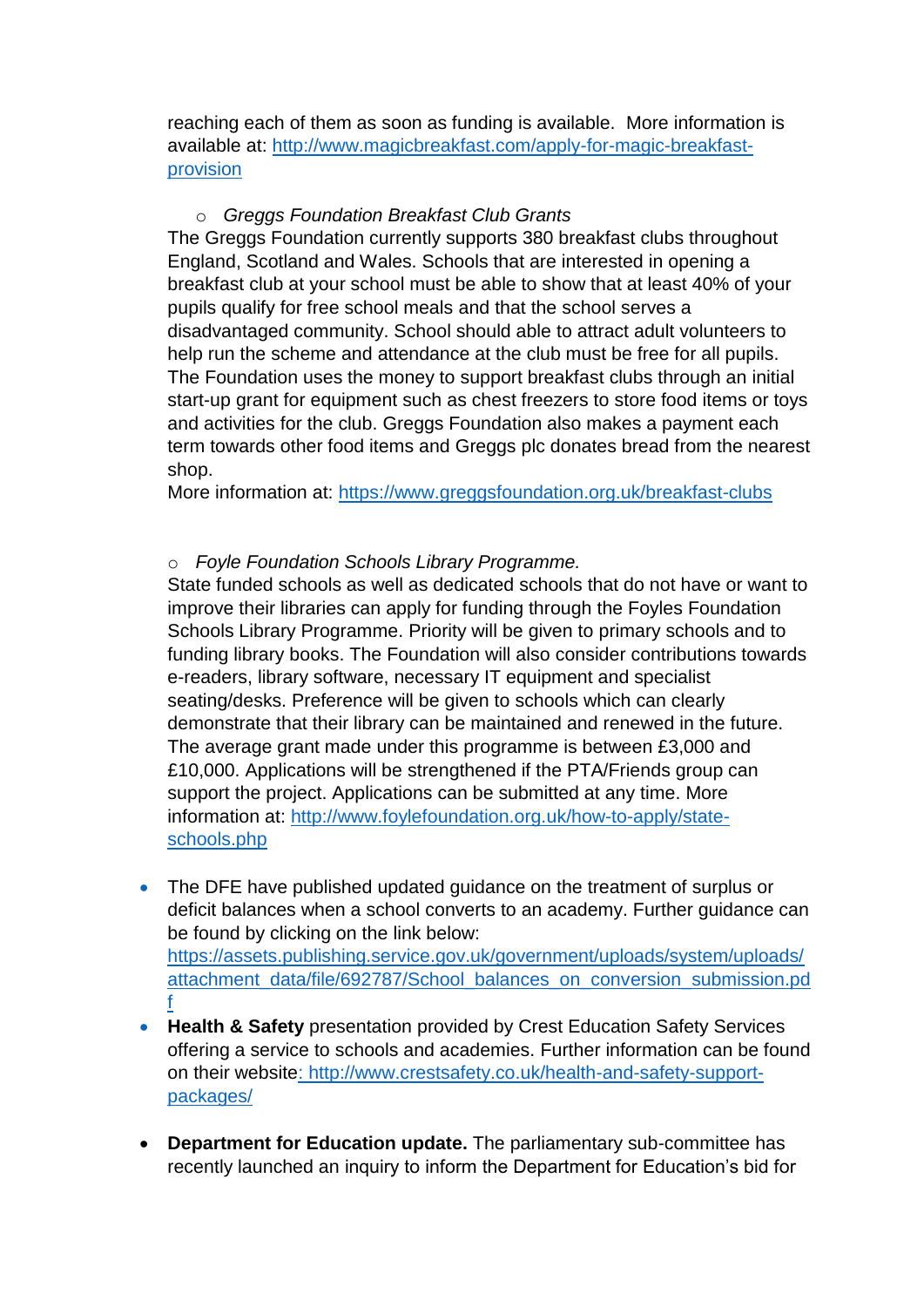reaching each of them as soon as funding is available. More information is available at: http://www.magicbreakfast.com/apply-for-magic-breakfast-provision

- *Greggs Foundation Breakfast Club Grants*

The Greggs Foundation currently supports 380 breakfast clubs throughout England, Scotland and Wales. Schools that are interested in opening a breakfast club at your school must be able to show that at least 40% of your pupils qualify for free school meals and that the school serves a disadvantaged community. School should able to attract adult volunteers to help run the scheme and attendance at the club must be free for all pupils. The Foundation uses the money to support breakfast clubs through an initial start-up grant for equipment such as chest freezers to store food items or toys and activities for the club. Greggs Foundation also makes a payment each term towards other food items and Greggs plc donates bread from the nearest shop.
More information at: https://www.greggsfoundation.org.uk/breakfast-clubs

- *Foyle Foundation Schools Library Programme.*

State funded schools as well as dedicated schools that do not have or want to improve their libraries can apply for funding through the Foyles Foundation Schools Library Programme. Priority will be given to primary schools and to funding library books. The Foundation will also consider contributions towards e-readers, library software, necessary IT equipment and specialist seating/desks. Preference will be given to schools which can clearly demonstrate that their library can be maintained and renewed in the future. The average grant made under this programme is between £3,000 and £10,000. Applications will be strengthened if the PTA/Friends group can support the project. Applications can be submitted at any time. More information at: http://www.foylefoundation.org.uk/how-to-apply/state-schools.php

- The DFE have published updated guidance on the treatment of surplus or deficit balances when a school converts to an academy. Further guidance can be found by clicking on the link below: https://assets.publishing.service.gov.uk/government/uploads/system/uploads/attachment_data/file/692787/School_balances_on_conversion_submission.pdf
- **Health & Safety** presentation provided by Crest Education Safety Services offering a service to schools and academies. Further information can be found on their website: http://www.crestsafety.co.uk/health-and-safety-support-packages/

- **Department for Education update.** The parliamentary sub-committee has recently launched an inquiry to inform the Department for Education's bid for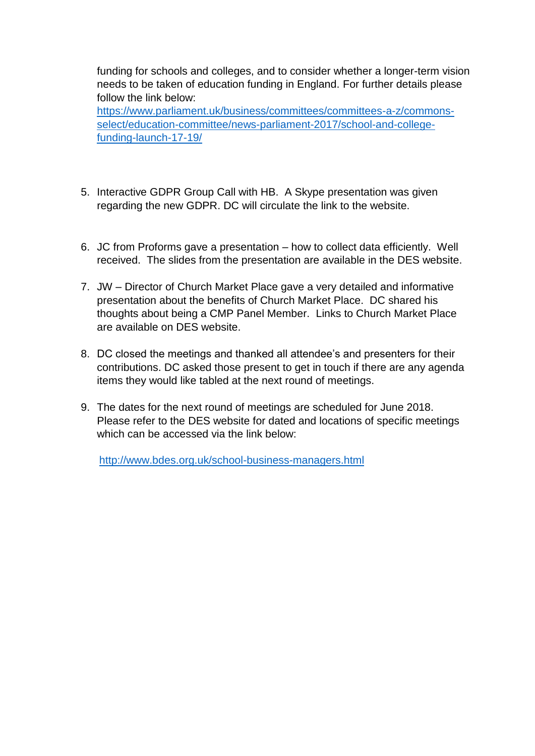funding for schools and colleges, and to consider whether a longer-term vision needs to be taken of education funding in England. For further details please follow the link below:
https://www.parliament.uk/business/committees/committees-a-z/commons-select/education-committee/news-parliament-2017/school-and-college-funding-launch-17-19/

5. Interactive GDPR Group Call with HB. A Skype presentation was given regarding the new GDPR. DC will circulate the link to the website.

6. JC from Proforms gave a presentation – how to collect data efficiently. Well received. The slides from the presentation are available in the DES website.

7. JW – Director of Church Market Place gave a very detailed and informative presentation about the benefits of Church Market Place. DC shared his thoughts about being a CMP Panel Member. Links to Church Market Place are available on DES website.

8. DC closed the meetings and thanked all attendee's and presenters for their contributions. DC asked those present to get in touch if there are any agenda items they would like tabled at the next round of meetings.

9. The dates for the next round of meetings are scheduled for June 2018. Please refer to the DES website for dated and locations of specific meetings which can be accessed via the link below:

   http://www.bdes.org.uk/school-business-managers.html